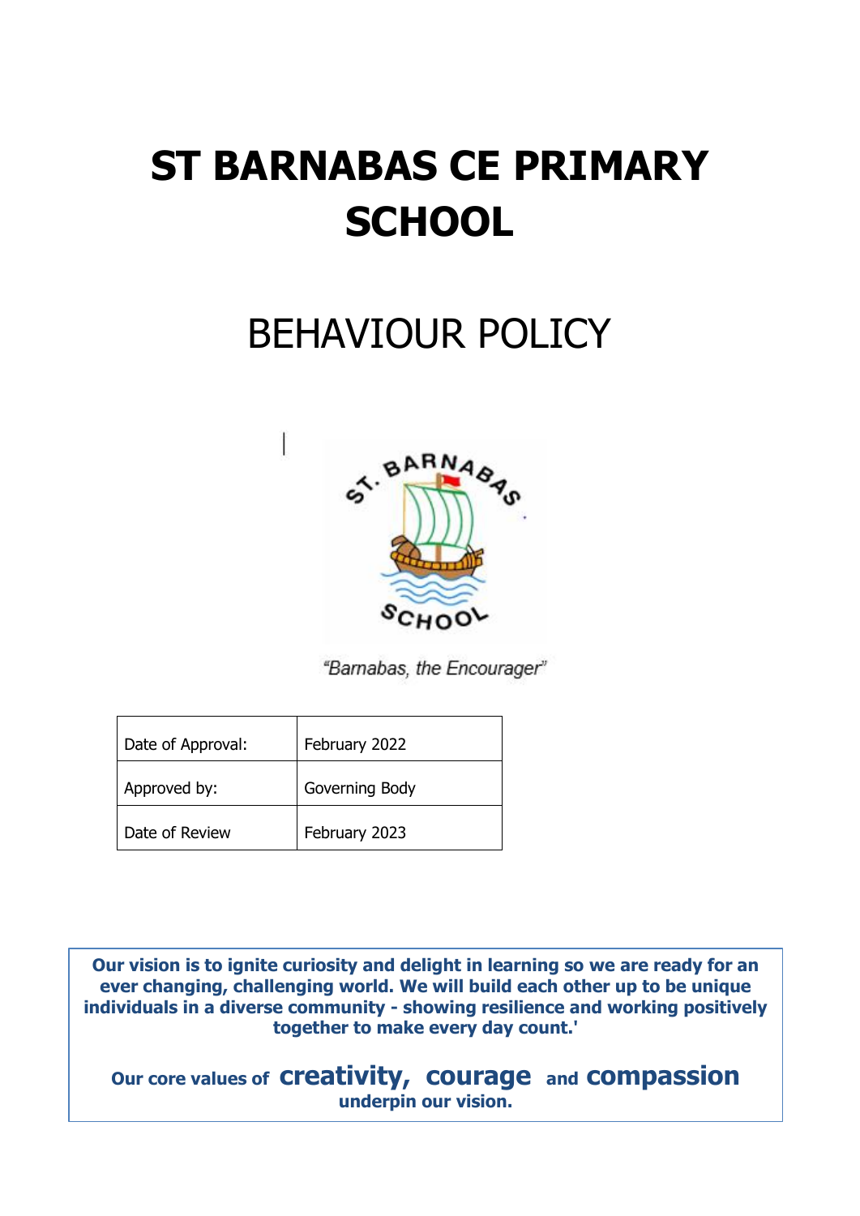# ST BARNABAS CE PRIMARY SCHOOL

## BEHAVIOUR POLICY

*"Barnabas, the Encourager"*

| Date of Approval: | February 2022 |
| --- | --- |
| Approved by: | Governing Body |
| Date of Review | February 2023 |

**Our vision is to ignite curiosity and delight in learning so we are ready for an ever changing, challenging world. We will build each other up to be unique individuals in a diverse community - showing resilience and working positively together to make every day count.'**

**Our core values of creativity, courage and compassion underpin our vision.**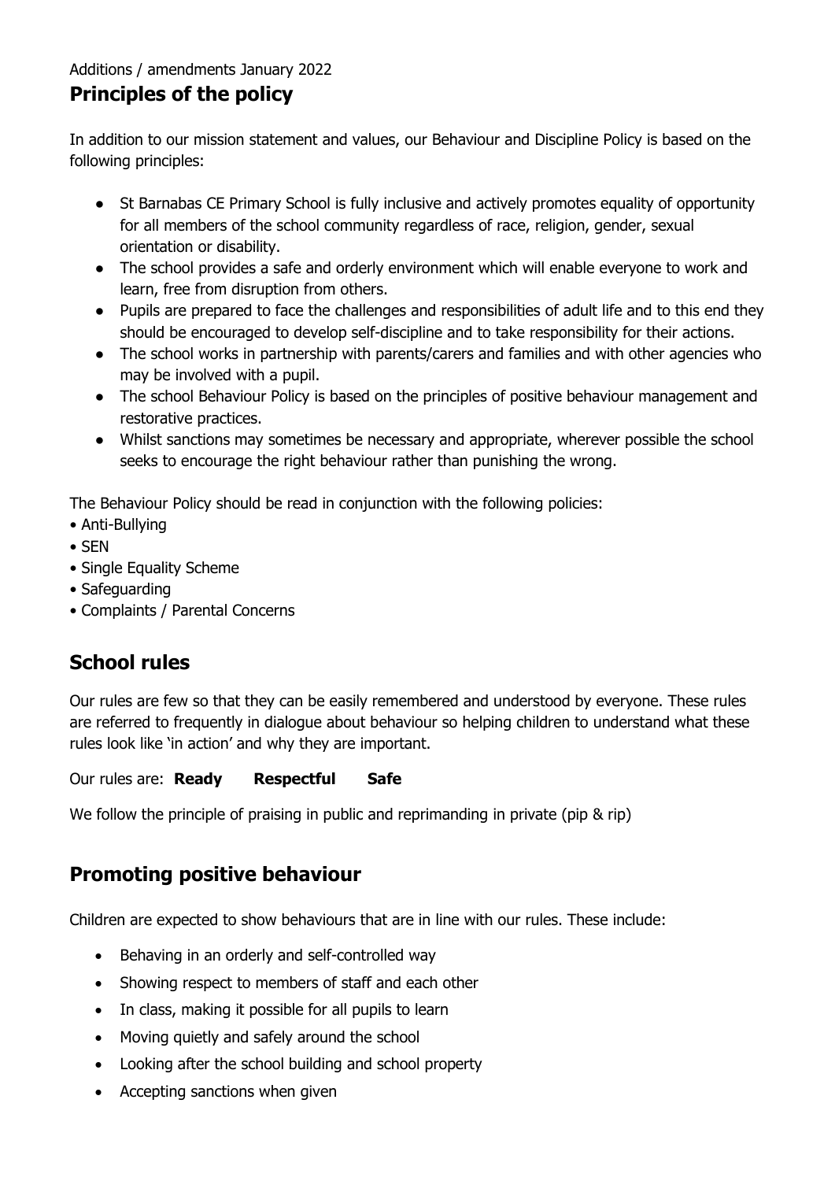Additions / amendments January 2022

## Principles of the policy

In addition to our mission statement and values, our Behaviour and Discipline Policy is based on the following principles:

- St Barnabas CE Primary School is fully inclusive and actively promotes equality of opportunity for all members of the school community regardless of race, religion, gender, sexual orientation or disability.
- The school provides a safe and orderly environment which will enable everyone to work and learn, free from disruption from others.
- Pupils are prepared to face the challenges and responsibilities of adult life and to this end they should be encouraged to develop self-discipline and to take responsibility for their actions.
- The school works in partnership with parents/carers and families and with other agencies who may be involved with a pupil.
- The school Behaviour Policy is based on the principles of positive behaviour management and restorative practices.
- Whilst sanctions may sometimes be necessary and appropriate, wherever possible the school seeks to encourage the right behaviour rather than punishing the wrong.

The Behaviour Policy should be read in conjunction with the following policies:

- Anti-Bullying
- SEN
- Single Equality Scheme
- Safeguarding
- Complaints / Parental Concerns

## School rules

Our rules are few so that they can be easily remembered and understood by everyone. These rules are referred to frequently in dialogue about behaviour so helping children to understand what these rules look like 'in action' and why they are important.

Our rules are: **Ready** **Respectful** **Safe**

We follow the principle of praising in public and reprimanding in private (pip & rip)

## Promoting positive behaviour

Children are expected to show behaviours that are in line with our rules. These include:

- Behaving in an orderly and self-controlled way
- Showing respect to members of staff and each other
- In class, making it possible for all pupils to learn
- Moving quietly and safely around the school
- Looking after the school building and school property
- Accepting sanctions when given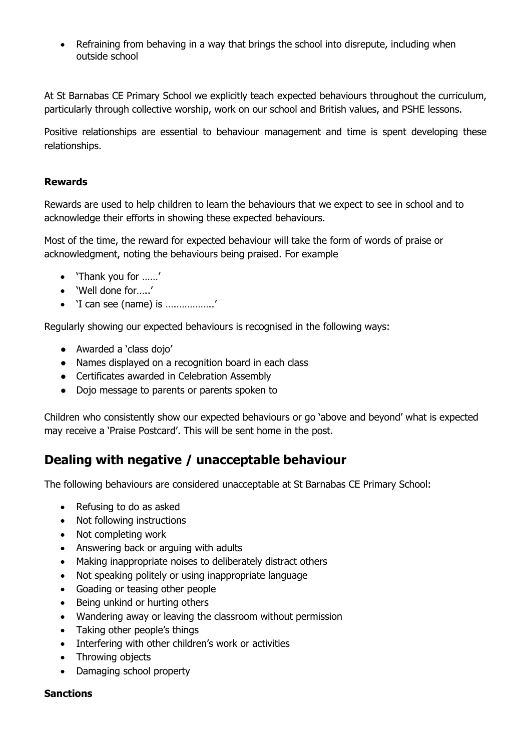- Refraining from behaving in a way that brings the school into disrepute, including when outside school

At St Barnabas CE Primary School we explicitly teach expected behaviours throughout the curriculum, particularly through collective worship, work on our school and British values, and PSHE lessons.

Positive relationships are essential to behaviour management and time is spent developing these relationships.

**Rewards**

Rewards are used to help children to learn the behaviours that we expect to see in school and to acknowledge their efforts in showing these expected behaviours.

Most of the time, the reward for expected behaviour will take the form of words of praise or acknowledgment, noting the behaviours being praised. For example

- 'Thank you for ……'
- 'Well done for…..'
- 'I can see (name) is ……………..'

Regularly showing our expected behaviours is recognised in the following ways:

- Awarded a 'class dojo'
- Names displayed on a recognition board in each class
- Certificates awarded in Celebration Assembly
- Dojo message to parents or parents spoken to

Children who consistently show our expected behaviours or go 'above and beyond' what is expected may receive a 'Praise Postcard'. This will be sent home in the post.

## Dealing with negative / unacceptable behaviour

The following behaviours are considered unacceptable at St Barnabas CE Primary School:

- Refusing to do as asked
- Not following instructions
- Not completing work
- Answering back or arguing with adults
- Making inappropriate noises to deliberately distract others
- Not speaking politely or using inappropriate language
- Goading or teasing other people
- Being unkind or hurting others
- Wandering away or leaving the classroom without permission
- Taking other people's things
- Interfering with other children's work or activities
- Throwing objects
- Damaging school property

**Sanctions**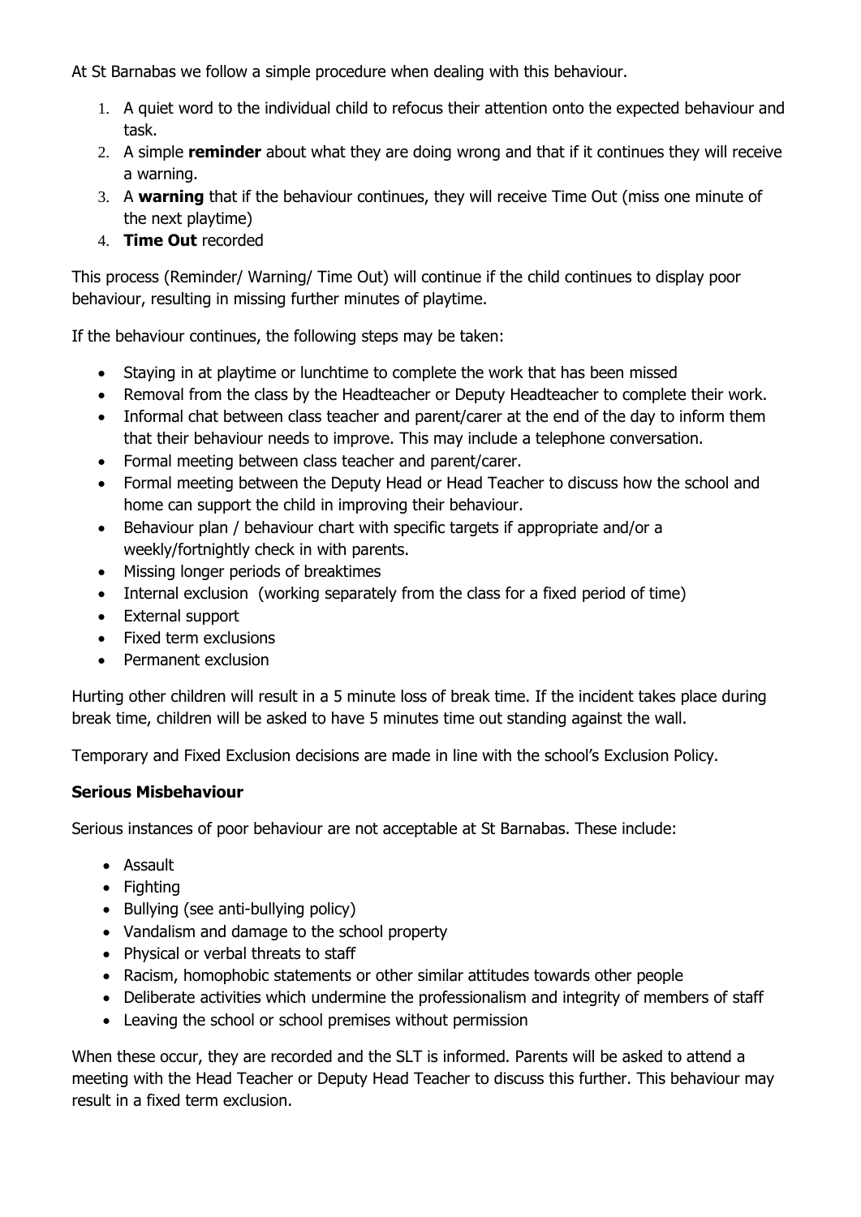At St Barnabas we follow a simple procedure when dealing with this behaviour.

1. A quiet word to the individual child to refocus their attention onto the expected behaviour and task.
2. A simple **reminder** about what they are doing wrong and that if it continues they will receive a warning.
3. A **warning** that if the behaviour continues, they will receive Time Out (miss one minute of the next playtime)
4. **Time Out** recorded

This process (Reminder/ Warning/ Time Out) will continue if the child continues to display poor behaviour, resulting in missing further minutes of playtime.

If the behaviour continues, the following steps may be taken:

- Staying in at playtime or lunchtime to complete the work that has been missed
- Removal from the class by the Headteacher or Deputy Headteacher to complete their work.
- Informal chat between class teacher and parent/carer at the end of the day to inform them that their behaviour needs to improve. This may include a telephone conversation.
- Formal meeting between class teacher and parent/carer.
- Formal meeting between the Deputy Head or Head Teacher to discuss how the school and home can support the child in improving their behaviour.
- Behaviour plan / behaviour chart with specific targets if appropriate and/or a weekly/fortnightly check in with parents.
- Missing longer periods of breaktimes
- Internal exclusion (working separately from the class for a fixed period of time)
- External support
- Fixed term exclusions
- Permanent exclusion

Hurting other children will result in a 5 minute loss of break time. If the incident takes place during break time, children will be asked to have 5 minutes time out standing against the wall.

Temporary and Fixed Exclusion decisions are made in line with the school's Exclusion Policy.

**Serious Misbehaviour**

Serious instances of poor behaviour are not acceptable at St Barnabas. These include:

- Assault
- Fighting
- Bullying (see anti-bullying policy)
- Vandalism and damage to the school property
- Physical or verbal threats to staff
- Racism, homophobic statements or other similar attitudes towards other people
- Deliberate activities which undermine the professionalism and integrity of members of staff
- Leaving the school or school premises without permission

When these occur, they are recorded and the SLT is informed. Parents will be asked to attend a meeting with the Head Teacher or Deputy Head Teacher to discuss this further. This behaviour may result in a fixed term exclusion.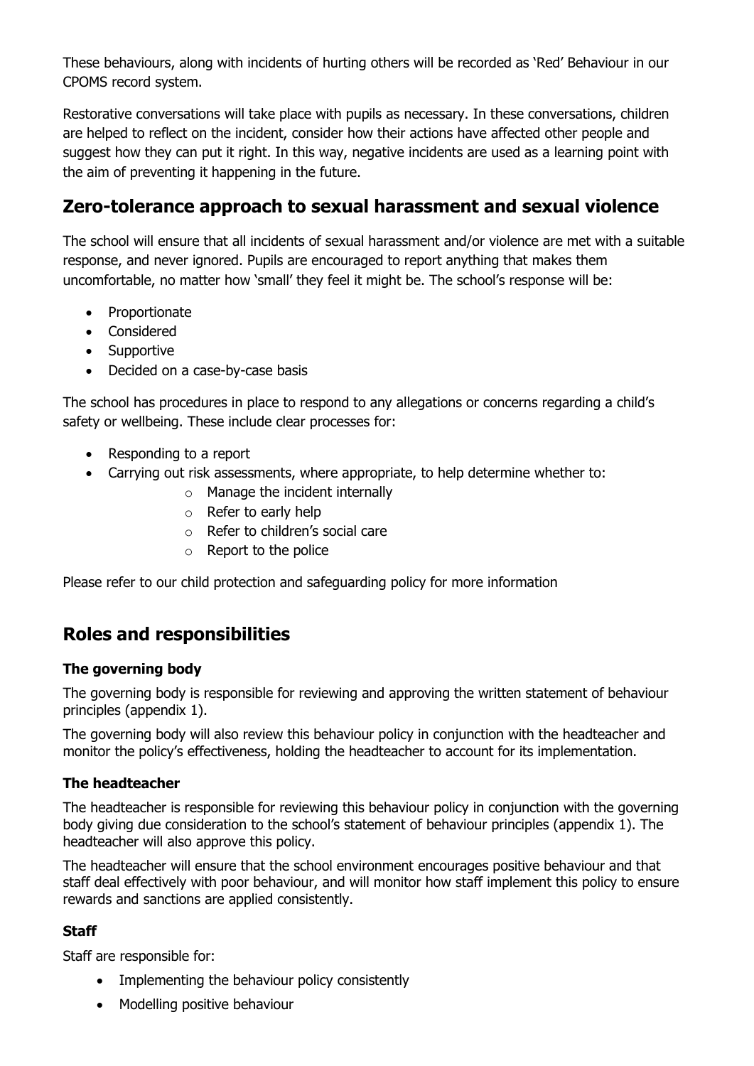These behaviours, along with incidents of hurting others will be recorded as 'Red' Behaviour in our CPOMS record system.

Restorative conversations will take place with pupils as necessary. In these conversations, children are helped to reflect on the incident, consider how their actions have affected other people and suggest how they can put it right. In this way, negative incidents are used as a learning point with the aim of preventing it happening in the future.

## Zero-tolerance approach to sexual harassment and sexual violence

The school will ensure that all incidents of sexual harassment and/or violence are met with a suitable response, and never ignored. Pupils are encouraged to report anything that makes them uncomfortable, no matter how 'small' they feel it might be. The school's response will be:

- Proportionate
- Considered
- Supportive
- Decided on a case-by-case basis

The school has procedures in place to respond to any allegations or concerns regarding a child's safety or wellbeing. These include clear processes for:

- Responding to a report
- Carrying out risk assessments, where appropriate, to help determine whether to:
    - Manage the incident internally
    - Refer to early help
    - Refer to children's social care
    - Report to the police

Please refer to our child protection and safeguarding policy for more information

## Roles and responsibilities

### The governing body

The governing body is responsible for reviewing and approving the written statement of behaviour principles (appendix 1).

The governing body will also review this behaviour policy in conjunction with the headteacher and monitor the policy's effectiveness, holding the headteacher to account for its implementation.

### The headteacher

The headteacher is responsible for reviewing this behaviour policy in conjunction with the governing body giving due consideration to the school's statement of behaviour principles (appendix 1). The headteacher will also approve this policy.

The headteacher will ensure that the school environment encourages positive behaviour and that staff deal effectively with poor behaviour, and will monitor how staff implement this policy to ensure rewards and sanctions are applied consistently.

### Staff

Staff are responsible for:

- Implementing the behaviour policy consistently
- Modelling positive behaviour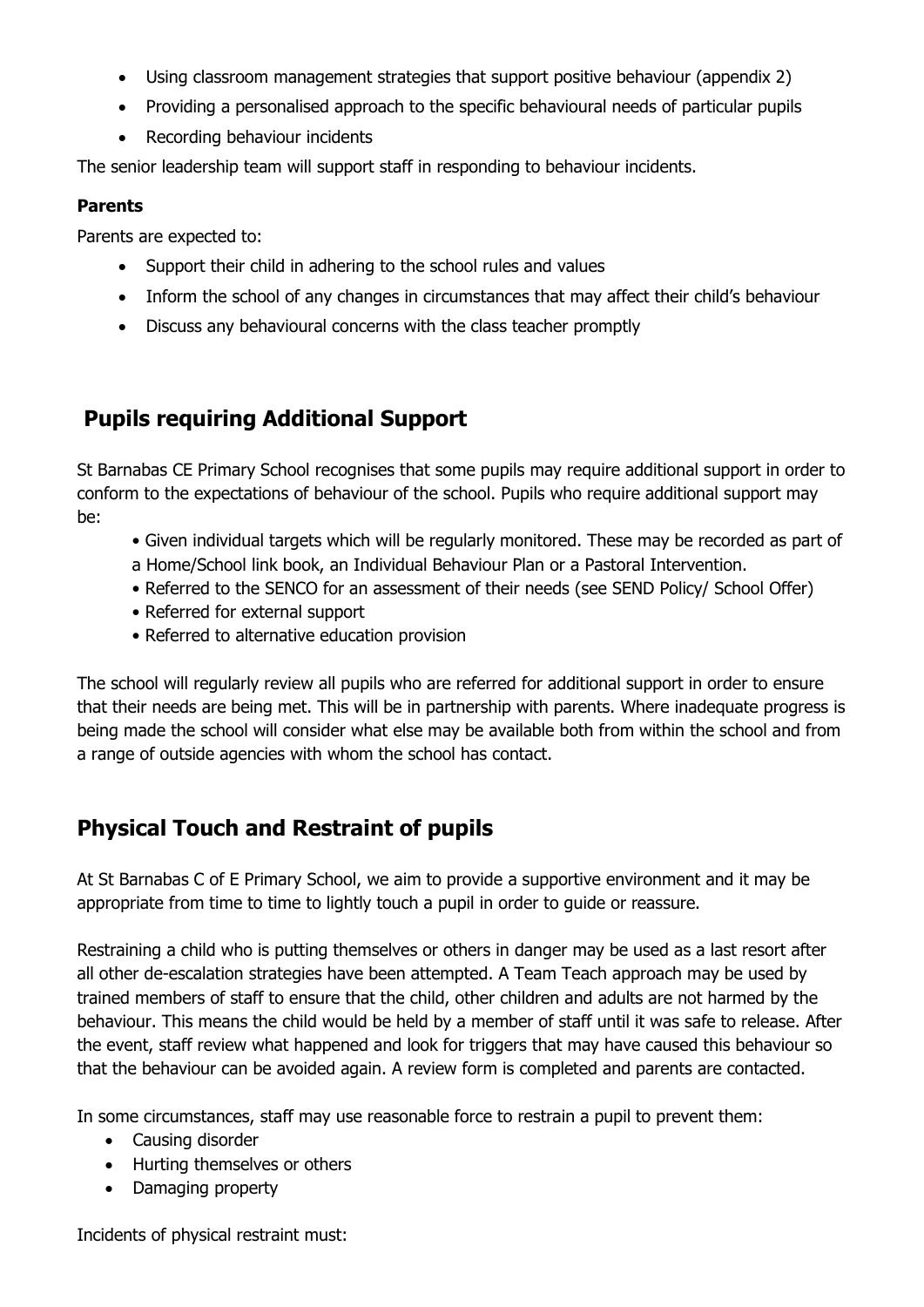- Using classroom management strategies that support positive behaviour (appendix 2)
- Providing a personalised approach to the specific behavioural needs of particular pupils
- Recording behaviour incidents

The senior leadership team will support staff in responding to behaviour incidents.

**Parents**

Parents are expected to:

- Support their child in adhering to the school rules and values
- Inform the school of any changes in circumstances that may affect their child's behaviour
- Discuss any behavioural concerns with the class teacher promptly

## Pupils requiring Additional Support

St Barnabas CE Primary School recognises that some pupils may require additional support in order to conform to the expectations of behaviour of the school. Pupils who require additional support may be:

- Given individual targets which will be regularly monitored. These may be recorded as part of a Home/School link book, an Individual Behaviour Plan or a Pastoral Intervention.
- Referred to the SENCO for an assessment of their needs (see SEND Policy/ School Offer)
- Referred for external support
- Referred to alternative education provision

The school will regularly review all pupils who are referred for additional support in order to ensure that their needs are being met. This will be in partnership with parents. Where inadequate progress is being made the school will consider what else may be available both from within the school and from a range of outside agencies with whom the school has contact.

## Physical Touch and Restraint of pupils

At St Barnabas C of E Primary School, we aim to provide a supportive environment and it may be appropriate from time to time to lightly touch a pupil in order to guide or reassure.

Restraining a child who is putting themselves or others in danger may be used as a last resort after all other de-escalation strategies have been attempted. A Team Teach approach may be used by trained members of staff to ensure that the child, other children and adults are not harmed by the behaviour. This means the child would be held by a member of staff until it was safe to release. After the event, staff review what happened and look for triggers that may have caused this behaviour so that the behaviour can be avoided again. A review form is completed and parents are contacted.

In some circumstances, staff may use reasonable force to restrain a pupil to prevent them:

- Causing disorder
- Hurting themselves or others
- Damaging property

Incidents of physical restraint must: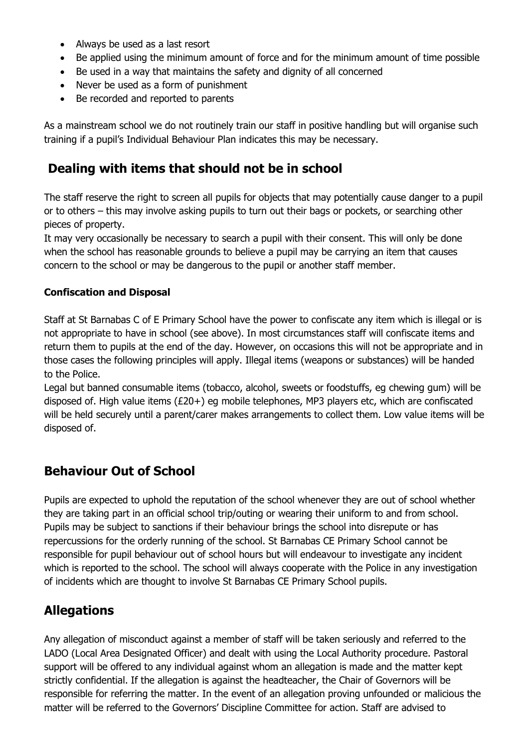- Always be used as a last resort
- Be applied using the minimum amount of force and for the minimum amount of time possible
- Be used in a way that maintains the safety and dignity of all concerned
- Never be used as a form of punishment
- Be recorded and reported to parents

As a mainstream school we do not routinely train our staff in positive handling but will organise such training if a pupil's Individual Behaviour Plan indicates this may be necessary.

## Dealing with items that should not be in school

The staff reserve the right to screen all pupils for objects that may potentially cause danger to a pupil or to others – this may involve asking pupils to turn out their bags or pockets, or searching other pieces of property.
It may very occasionally be necessary to search a pupil with their consent. This will only be done when the school has reasonable grounds to believe a pupil may be carrying an item that causes concern to the school or may be dangerous to the pupil or another staff member.

### Confiscation and Disposal

Staff at St Barnabas C of E Primary School have the power to confiscate any item which is illegal or is not appropriate to have in school (see above). In most circumstances staff will confiscate items and return them to pupils at the end of the day. However, on occasions this will not be appropriate and in those cases the following principles will apply. Illegal items (weapons or substances) will be handed to the Police.
Legal but banned consumable items (tobacco, alcohol, sweets or foodstuffs, eg chewing gum) will be disposed of. High value items (£20+) eg mobile telephones, MP3 players etc, which are confiscated will be held securely until a parent/carer makes arrangements to collect them. Low value items will be disposed of.

## Behaviour Out of School

Pupils are expected to uphold the reputation of the school whenever they are out of school whether they are taking part in an official school trip/outing or wearing their uniform to and from school. Pupils may be subject to sanctions if their behaviour brings the school into disrepute or has repercussions for the orderly running of the school. St Barnabas CE Primary School cannot be responsible for pupil behaviour out of school hours but will endeavour to investigate any incident which is reported to the school. The school will always cooperate with the Police in any investigation of incidents which are thought to involve St Barnabas CE Primary School pupils.

## Allegations

Any allegation of misconduct against a member of staff will be taken seriously and referred to the LADO (Local Area Designated Officer) and dealt with using the Local Authority procedure. Pastoral support will be offered to any individual against whom an allegation is made and the matter kept strictly confidential. If the allegation is against the headteacher, the Chair of Governors will be responsible for referring the matter. In the event of an allegation proving unfounded or malicious the matter will be referred to the Governors' Discipline Committee for action. Staff are advised to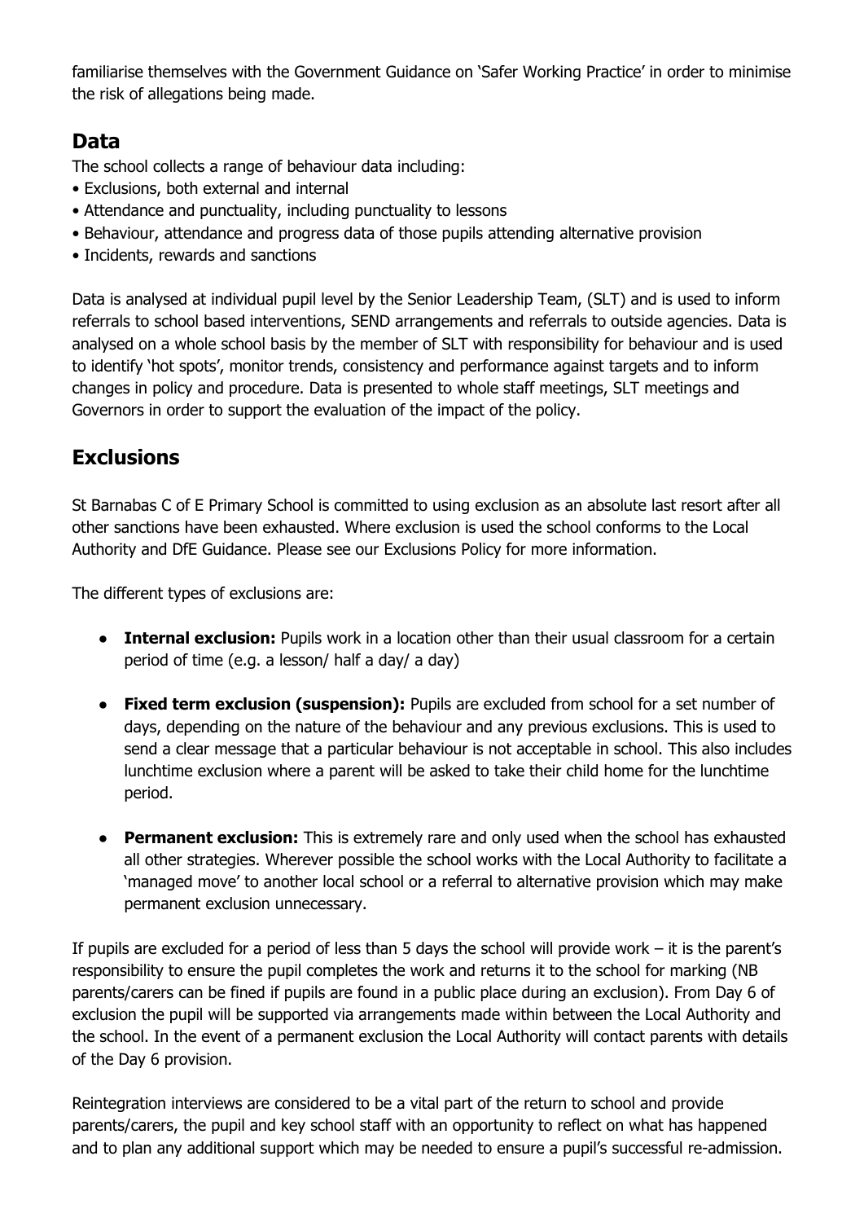familiarise themselves with the Government Guidance on 'Safer Working Practice' in order to minimise the risk of allegations being made.

## Data

The school collects a range of behaviour data including:

- Exclusions, both external and internal
- Attendance and punctuality, including punctuality to lessons
- Behaviour, attendance and progress data of those pupils attending alternative provision
- Incidents, rewards and sanctions

Data is analysed at individual pupil level by the Senior Leadership Team, (SLT) and is used to inform referrals to school based interventions, SEND arrangements and referrals to outside agencies. Data is analysed on a whole school basis by the member of SLT with responsibility for behaviour and is used to identify 'hot spots', monitor trends, consistency and performance against targets and to inform changes in policy and procedure. Data is presented to whole staff meetings, SLT meetings and Governors in order to support the evaluation of the impact of the policy.

## Exclusions

St Barnabas C of E Primary School is committed to using exclusion as an absolute last resort after all other sanctions have been exhausted. Where exclusion is used the school conforms to the Local Authority and DfE Guidance. Please see our Exclusions Policy for more information.

The different types of exclusions are:

- **Internal exclusion:** Pupils work in a location other than their usual classroom for a certain period of time (e.g. a lesson/ half a day/ a day)
- **Fixed term exclusion (suspension):** Pupils are excluded from school for a set number of days, depending on the nature of the behaviour and any previous exclusions. This is used to send a clear message that a particular behaviour is not acceptable in school. This also includes lunchtime exclusion where a parent will be asked to take their child home for the lunchtime period.
- **Permanent exclusion:** This is extremely rare and only used when the school has exhausted all other strategies. Wherever possible the school works with the Local Authority to facilitate a 'managed move' to another local school or a referral to alternative provision which may make permanent exclusion unnecessary.

If pupils are excluded for a period of less than 5 days the school will provide work – it is the parent's responsibility to ensure the pupil completes the work and returns it to the school for marking (NB parents/carers can be fined if pupils are found in a public place during an exclusion). From Day 6 of exclusion the pupil will be supported via arrangements made within between the Local Authority and the school. In the event of a permanent exclusion the Local Authority will contact parents with details of the Day 6 provision.

Reintegration interviews are considered to be a vital part of the return to school and provide parents/carers, the pupil and key school staff with an opportunity to reflect on what has happened and to plan any additional support which may be needed to ensure a pupil's successful re-admission.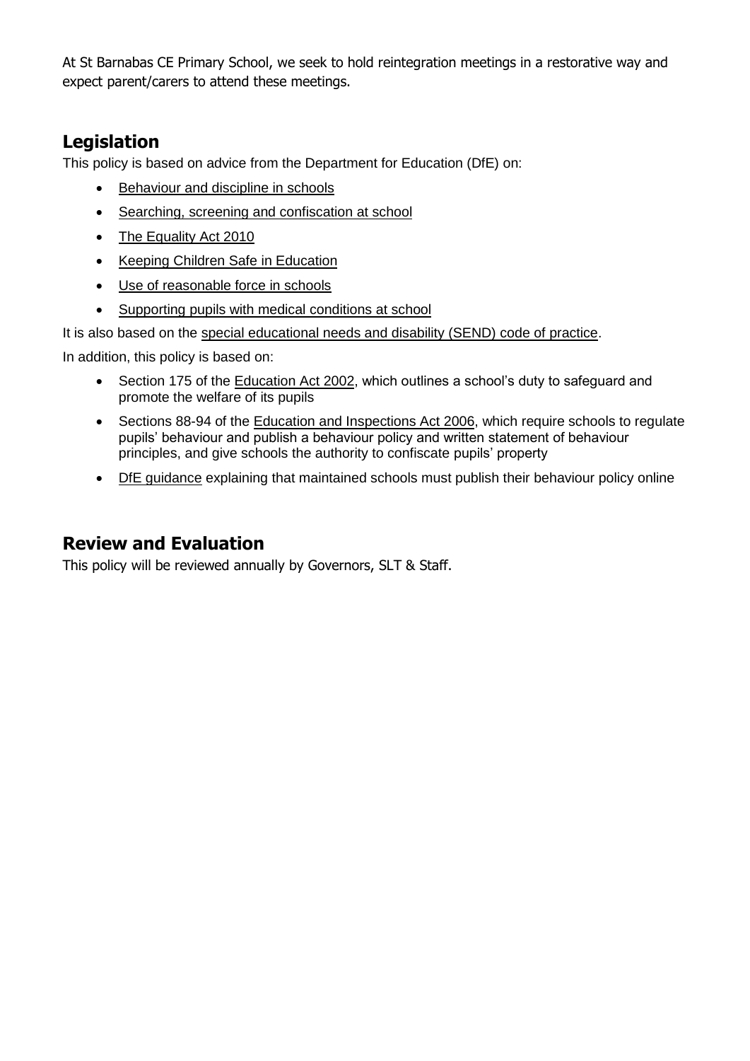At St Barnabas CE Primary School, we seek to hold reintegration meetings in a restorative way and expect parent/carers to attend these meetings.

## Legislation

This policy is based on advice from the Department for Education (DfE) on:

- Behaviour and discipline in schools
- Searching, screening and confiscation at school
- The Equality Act 2010
- Keeping Children Safe in Education
- Use of reasonable force in schools
- Supporting pupils with medical conditions at school

It is also based on the special educational needs and disability (SEND) code of practice.

In addition, this policy is based on:

- Section 175 of the Education Act 2002, which outlines a school's duty to safeguard and promote the welfare of its pupils
- Sections 88-94 of the Education and Inspections Act 2006, which require schools to regulate pupils' behaviour and publish a behaviour policy and written statement of behaviour principles, and give schools the authority to confiscate pupils' property
- DfE guidance explaining that maintained schools must publish their behaviour policy online

## Review and Evaluation

This policy will be reviewed annually by Governors, SLT & Staff.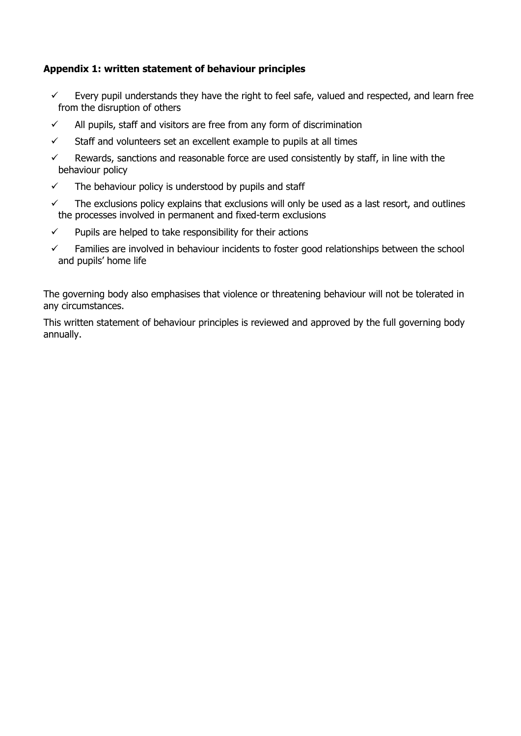### Appendix 1: written statement of behaviour principles

- ✓ Every pupil understands they have the right to feel safe, valued and respected, and learn free from the disruption of others
- ✓ All pupils, staff and visitors are free from any form of discrimination
- ✓ Staff and volunteers set an excellent example to pupils at all times
- ✓ Rewards, sanctions and reasonable force are used consistently by staff, in line with the behaviour policy
- ✓ The behaviour policy is understood by pupils and staff
- ✓ The exclusions policy explains that exclusions will only be used as a last resort, and outlines the processes involved in permanent and fixed-term exclusions
- ✓ Pupils are helped to take responsibility for their actions
- ✓ Families are involved in behaviour incidents to foster good relationships between the school and pupils' home life

The governing body also emphasises that violence or threatening behaviour will not be tolerated in any circumstances.

This written statement of behaviour principles is reviewed and approved by the full governing body annually.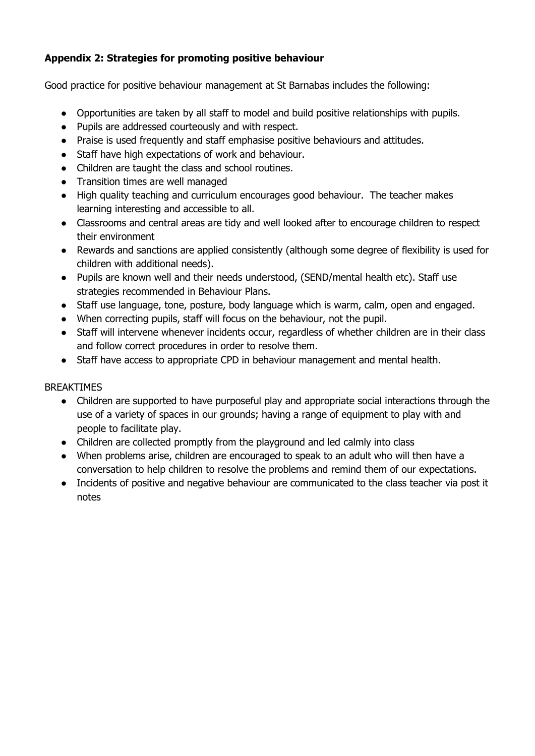**Appendix 2: Strategies for promoting positive behaviour**

Good practice for positive behaviour management at St Barnabas includes the following:

- Opportunities are taken by all staff to model and build positive relationships with pupils.
- Pupils are addressed courteously and with respect.
- Praise is used frequently and staff emphasise positive behaviours and attitudes.
- Staff have high expectations of work and behaviour.
- Children are taught the class and school routines.
- Transition times are well managed
- High quality teaching and curriculum encourages good behaviour. The teacher makes learning interesting and accessible to all.
- Classrooms and central areas are tidy and well looked after to encourage children to respect their environment
- Rewards and sanctions are applied consistently (although some degree of flexibility is used for children with additional needs).
- Pupils are known well and their needs understood, (SEND/mental health etc). Staff use strategies recommended in Behaviour Plans.
- Staff use language, tone, posture, body language which is warm, calm, open and engaged.
- When correcting pupils, staff will focus on the behaviour, not the pupil.
- Staff will intervene whenever incidents occur, regardless of whether children are in their class and follow correct procedures in order to resolve them.
- Staff have access to appropriate CPD in behaviour management and mental health.

BREAKTIMES

- Children are supported to have purposeful play and appropriate social interactions through the use of a variety of spaces in our grounds; having a range of equipment to play with and people to facilitate play.
- Children are collected promptly from the playground and led calmly into class
- When problems arise, children are encouraged to speak to an adult who will then have a conversation to help children to resolve the problems and remind them of our expectations.
- Incidents of positive and negative behaviour are communicated to the class teacher via post it notes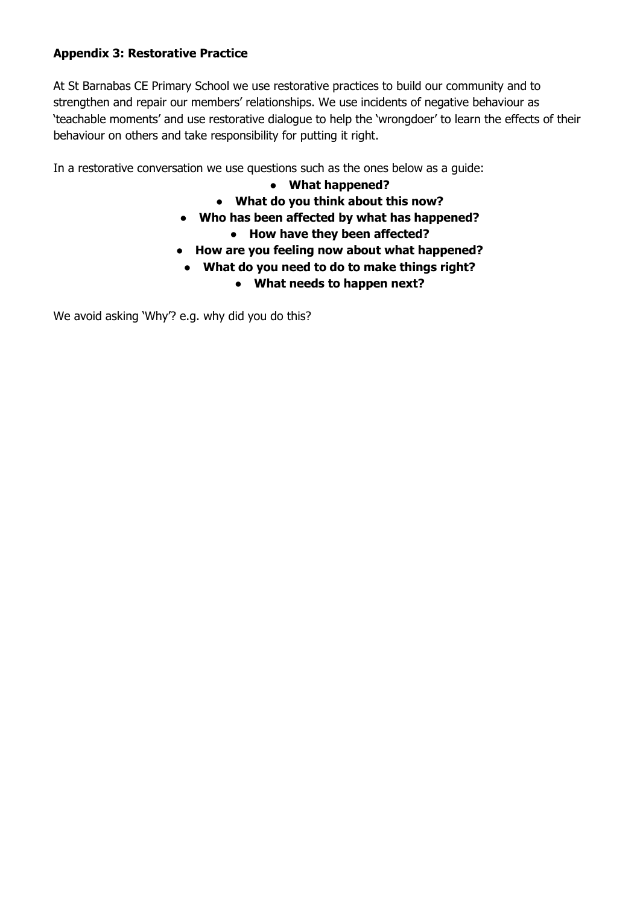**Appendix 3: Restorative Practice**

At St Barnabas CE Primary School we use restorative practices to build our community and to strengthen and repair our members' relationships. We use incidents of negative behaviour as 'teachable moments' and use restorative dialogue to help the 'wrongdoer' to learn the effects of their behaviour on others and take responsibility for putting it right.

In a restorative conversation we use questions such as the ones below as a guide:

- **What happened?**
- **What do you think about this now?**
- **Who has been affected by what has happened?**
- **How have they been affected?**
- **How are you feeling now about what happened?**
- **What do you need to do to make things right?**
- **What needs to happen next?**

We avoid asking 'Why'? e.g. why did you do this?